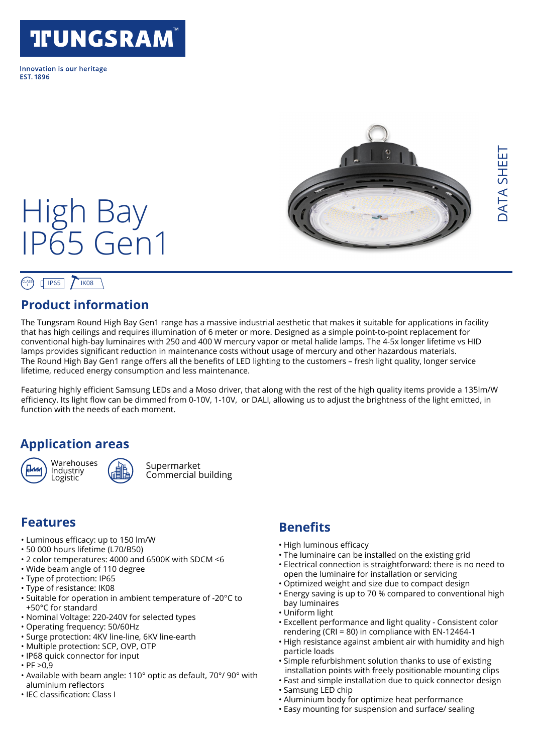TUNGSRAM™

Innovation is our heritage
EST. 1896

DATA SHEET

# High Bay IP65 Gen1

CLASS I · IP65 · IK08

## Product information

The Tungsram Round High Bay Gen1 range has a massive industrial aesthetic that makes it suitable for applications in facility that has high ceilings and requires illumination of 6 meter or more. Designed as a simple point-to-point replacement for conventional high-bay luminaires with 250 and 400 W mercury vapor or metal halide lamps. The 4-5x longer lifetime vs HID lamps provides significant reduction in maintenance costs without usage of mercury and other hazardous materials.
The Round High Bay Gen1 range offers all the benefits of LED lighting to the customers – fresh light quality, longer service lifetime, reduced energy consumption and less maintenance.

Featuring highly efficient Samsung LEDs and a Moso driver, that along with the rest of the high quality items provide a 135lm/W efficiency. Its light flow can be dimmed from 0-10V, 1-10V, or DALI, allowing us to adjust the brightness of the light emitted, in function with the needs of each moment.

## Application areas

Warehouses
Industriy
Logistic

Supermarket
Commercial building

## Features

- Luminous efficacy: up to 150 lm/W
- 50 000 hours lifetime (L70/B50)
- 2 color temperatures: 4000 and 6500K with SDCM <6
- Wide beam angle of 110 degree
- Type of protection: IP65
- Type of resistance: IK08
- Suitable for operation in ambient temperature of -20°C to +50°C for standard
- Nominal Voltage: 220-240V for selected types
- Operating frequency: 50/60Hz
- Surge protection: 4KV line-line, 6KV line-earth
- Multiple protection: SCP, OVP, OTP
- IP68 quick connector for input
- PF >0,9
- Available with beam angle: 110° optic as default, 70°/ 90° with aluminium reflectors
- IEC classification: Class I

## Benefits

- High luminous efficacy
- The luminaire can be installed on the existing grid
- Electrical connection is straightforward: there is no need to open the luminaire for installation or servicing
- Optimized weight and size due to compact design
- Energy saving is up to 70 % compared to conventional high bay luminaires
- Uniform light
- Excellent performance and light quality - Consistent color rendering (CRI = 80) in compliance with EN-12464-1
- High resistance against ambient air with humidity and high particle loads
- Simple refurbishment solution thanks to use of existing installation points with freely positionable mounting clips
- Fast and simple installation due to quick connector design
- Samsung LED chip
- Aluminium body for optimize heat performance
- Easy mounting for suspension and surface/ sealing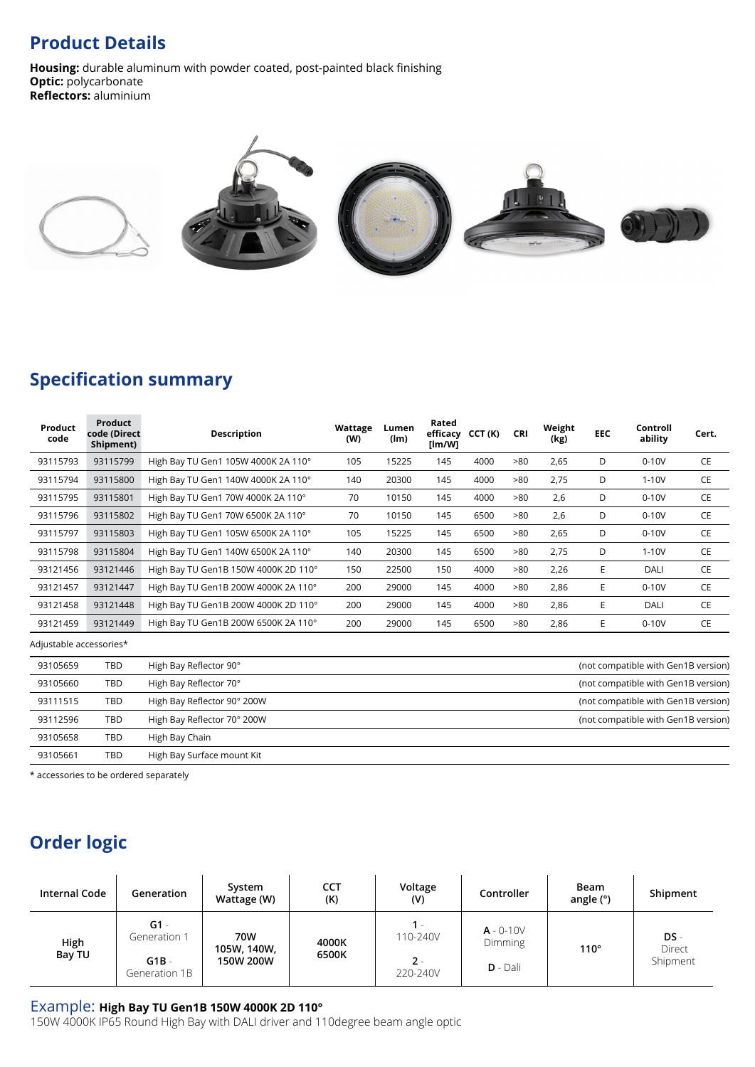## Product Details

**Housing:** durable aluminum with powder coated, post-painted black finishing
**Optic:** polycarbonate
**Reflectors:** aluminium

## Specification summary

| Product code | Product code (Direct Shipment) | Description | Wattage (W) | Lumen (lm) | Rated efficacy [lm/W] | CCT (K) | CRI | Weight (kg) | EEC | Controll ability | Cert. |
|---|---|---|---|---|---|---|---|---|---|---|---|
| 93115793 | 93115799 | High Bay TU Gen1 105W 4000K 2A 110° | 105 | 15225 | 145 | 4000 | >80 | 2,65 | D | 0-10V | CE |
| 93115794 | 93115800 | High Bay TU Gen1 140W 4000K 2A 110° | 140 | 20300 | 145 | 4000 | >80 | 2,75 | D | 1-10V | CE |
| 93115795 | 93115801 | High Bay TU Gen1 70W 4000K 2A 110° | 70 | 10150 | 145 | 4000 | >80 | 2,6 | D | 0-10V | CE |
| 93115796 | 93115802 | High Bay TU Gen1 70W 6500K 2A 110° | 70 | 10150 | 145 | 6500 | >80 | 2,6 | D | 0-10V | CE |
| 93115797 | 93115803 | High Bay TU Gen1 105W 6500K 2A 110° | 105 | 15225 | 145 | 6500 | >80 | 2,65 | D | 0-10V | CE |
| 93115798 | 93115804 | High Bay TU Gen1 140W 6500K 2A 110° | 140 | 20300 | 145 | 6500 | >80 | 2,75 | D | 1-10V | CE |
| 93121456 | 93121446 | High Bay TU Gen1B 150W 4000K 2D 110° | 150 | 22500 | 150 | 4000 | >80 | 2,26 | E | DALI | CE |
| 93121457 | 93121447 | High Bay TU Gen1B 200W 4000K 2A 110° | 200 | 29000 | 145 | 4000 | >80 | 2,86 | E | 0-10V | CE |
| 93121458 | 93121448 | High Bay TU Gen1B 200W 4000K 2D 110° | 200 | 29000 | 145 | 4000 | >80 | 2,86 | E | DALI | CE |
| 93121459 | 93121449 | High Bay TU Gen1B 200W 6500K 2A 110° | 200 | 29000 | 145 | 6500 | >80 | 2,86 | E | 0-10V | CE |

Adjustable accessories*

| | | | |
|---|---|---|---|
| 93105659 | TBD | High Bay Reflector 90° | (not compatible with Gen1B version) |
| 93105660 | TBD | High Bay Reflector 70° | (not compatible with Gen1B version) |
| 93111515 | TBD | High Bay Reflector 90° 200W | (not compatible with Gen1B version) |
| 93112596 | TBD | High Bay Reflector 70° 200W | (not compatible with Gen1B version) |
| 93105658 | TBD | High Bay Chain | |
| 93105661 | TBD | High Bay Surface mount Kit | |

* accessories to be ordered separately

## Order logic

| Internal Code | Generation | System Wattage (W) | CCT (K) | Voltage (V) | Controller | Beam angle (°) | Shipment |
|---|---|---|---|---|---|---|---|
| High Bay TU | **G1** - Generation 1<br>**G1B** - Generation 1B | **70W 105W, 140W, 150W 200W** | **4000K 6500K** | **1** - 110-240V<br>**2** - 220-240V | **A** - 0-10V Dimming<br>**D** - Dali | **110°** | **DS** - Direct Shipment |

Example: **High Bay TU Gen1B 150W 4000K 2D 110°**
150W 4000K IP65 Round High Bay with DALI driver and 110degree beam angle optic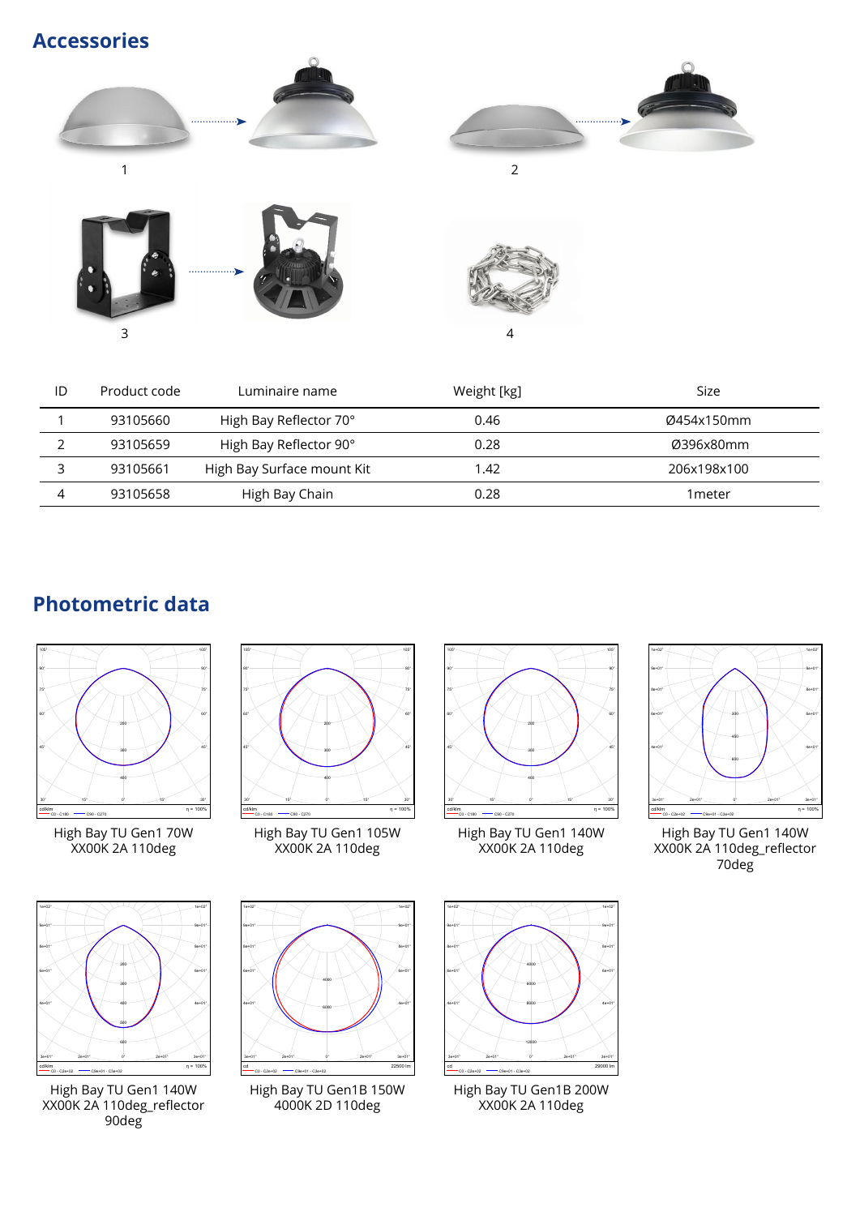## Accessories

1

2

3

4

| ID | Product code | Luminaire name | Weight [kg] | Size |
|---|---|---|---|---|
| 1 | 93105660 | High Bay Reflector 70° | 0.46 | Ø454x150mm |
| 2 | 93105659 | High Bay Reflector 90° | 0.28 | Ø396x80mm |
| 3 | 93105661 | High Bay Surface mount Kit | 1.42 | 206x198x100 |
| 4 | 93105658 | High Bay Chain | 0.28 | 1meter |

## Photometric data

High Bay TU Gen1 70W XX00K 2A 110deg

High Bay TU Gen1 105W XX00K 2A 110deg

High Bay TU Gen1 140W XX00K 2A 110deg

High Bay TU Gen1 140W XX00K 2A 110deg_reflector 70deg

High Bay TU Gen1 140W XX00K 2A 110deg_reflector 90deg

High Bay TU Gen1B 150W 4000K 2D 110deg

High Bay TU Gen1B 200W XX00K 2A 110deg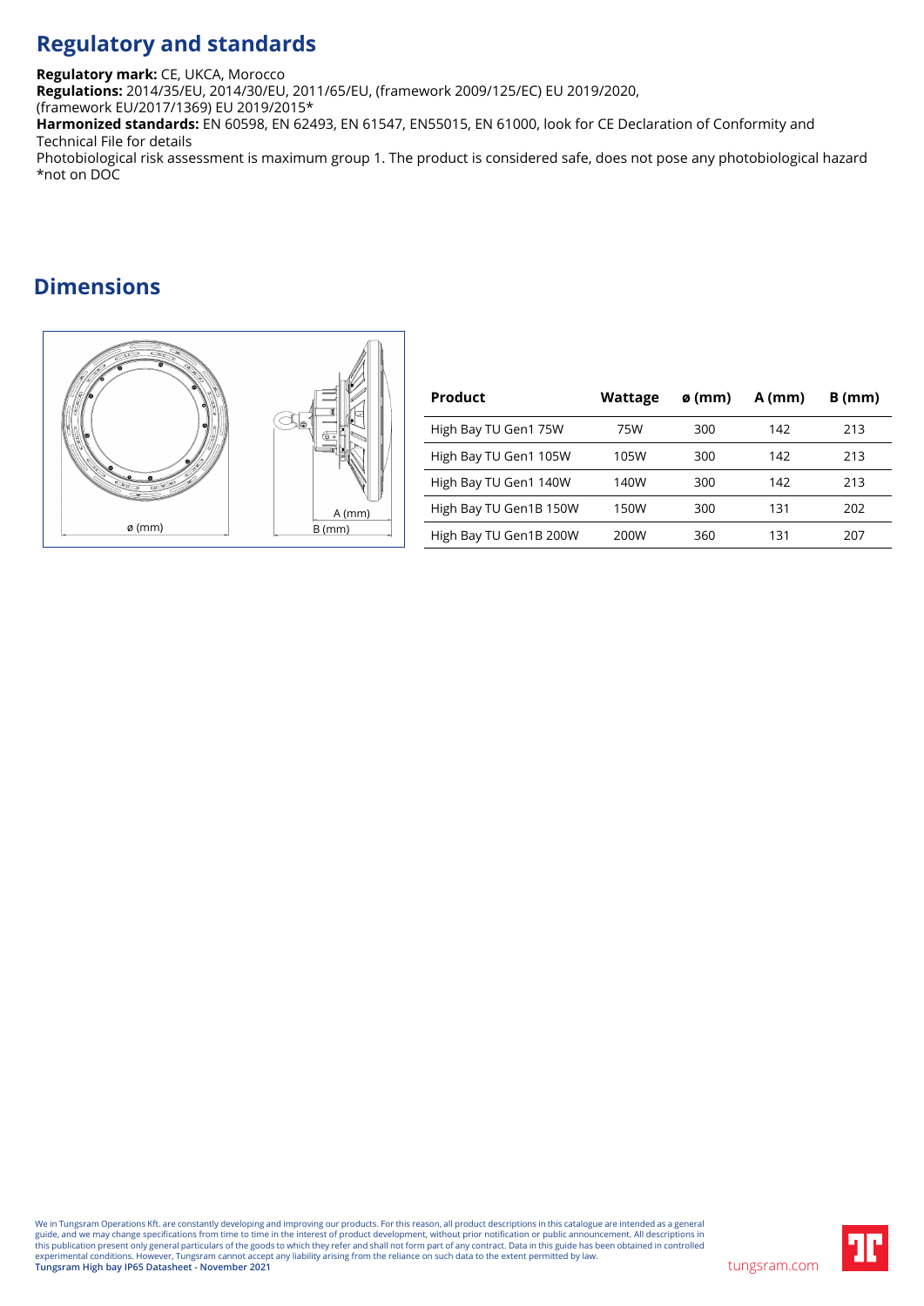## Regulatory and standards

**Regulatory mark:** CE, UKCA, Morocco
**Regulations:** 2014/35/EU, 2014/30/EU, 2011/65/EU, (framework 2009/125/EC) EU 2019/2020, (framework EU/2017/1369) EU 2019/2015*
**Harmonized standards:** EN 60598, EN 62493, EN 61547, EN55015, EN 61000, look for CE Declaration of Conformity and Technical File for details
Photobiological risk assessment is maximum group 1. The product is considered safe, does not pose any photobiological hazard
*not on DOC

## Dimensions

ø (mm)
A (mm)
B (mm)

| Product | Wattage | ø (mm) | A (mm) | B (mm) |
| --- | --- | --- | --- | --- |
| High Bay TU Gen1 75W | 75W | 300 | 142 | 213 |
| High Bay TU Gen1 105W | 105W | 300 | 142 | 213 |
| High Bay TU Gen1 140W | 140W | 300 | 142 | 213 |
| High Bay TU Gen1B 150W | 150W | 300 | 131 | 202 |
| High Bay TU Gen1B 200W | 200W | 360 | 131 | 207 |

We in Tungsram Operations Kft. are constantly developing and improving our products. For this reason, all product descriptions in this catalogue are intended as a general guide, and we may change specifications from time to time in the interest of product development, without prior notification or public announcement. All descriptions in this publication present only general particulars of the goods to which they refer and shall not form part of any contract. Data in this guide has been obtained in controlled experimental conditions. However, Tungsram cannot accept any liability arising from the reliance on such data to the extent permitted by law.
**Tungsram High bay IP65 Datasheet - November 2021**

tungsram.com